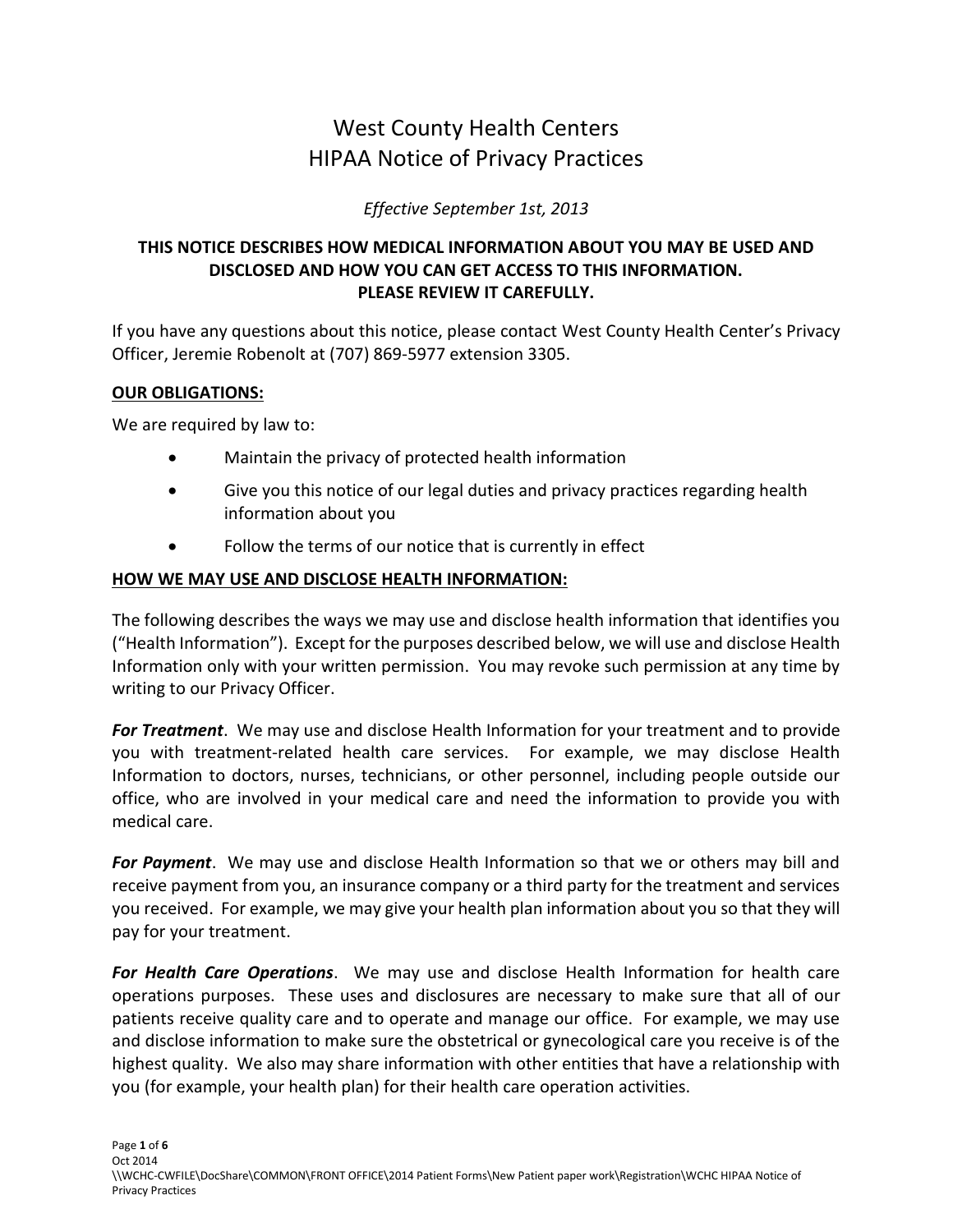# West County Health Centers
# HIPAA Notice of Privacy Practices

*Effective September 1st, 2013*

**THIS NOTICE DESCRIBES HOW MEDICAL INFORMATION ABOUT YOU MAY BE USED AND DISCLOSED AND HOW YOU CAN GET ACCESS TO THIS INFORMATION. PLEASE REVIEW IT CAREFULLY.**

If you have any questions about this notice, please contact West County Health Center's Privacy Officer, Jeremie Robenolt at (707) 869-5977 extension 3305.

## OUR OBLIGATIONS:

We are required by law to:

- Maintain the privacy of protected health information
- Give you this notice of our legal duties and privacy practices regarding health information about you
- Follow the terms of our notice that is currently in effect

## HOW WE MAY USE AND DISCLOSE HEALTH INFORMATION:

The following describes the ways we may use and disclose health information that identifies you ("Health Information"). Except for the purposes described below, we will use and disclose Health Information only with your written permission. You may revoke such permission at any time by writing to our Privacy Officer.

***For Treatment***. We may use and disclose Health Information for your treatment and to provide you with treatment-related health care services. For example, we may disclose Health Information to doctors, nurses, technicians, or other personnel, including people outside our office, who are involved in your medical care and need the information to provide you with medical care.

***For Payment***. We may use and disclose Health Information so that we or others may bill and receive payment from you, an insurance company or a third party for the treatment and services you received. For example, we may give your health plan information about you so that they will pay for your treatment.

***For Health Care Operations***. We may use and disclose Health Information for health care operations purposes. These uses and disclosures are necessary to make sure that all of our patients receive quality care and to operate and manage our office. For example, we may use and disclose information to make sure the obstetrical or gynecological care you receive is of the highest quality. We also may share information with other entities that have a relationship with you (for example, your health plan) for their health care operation activities.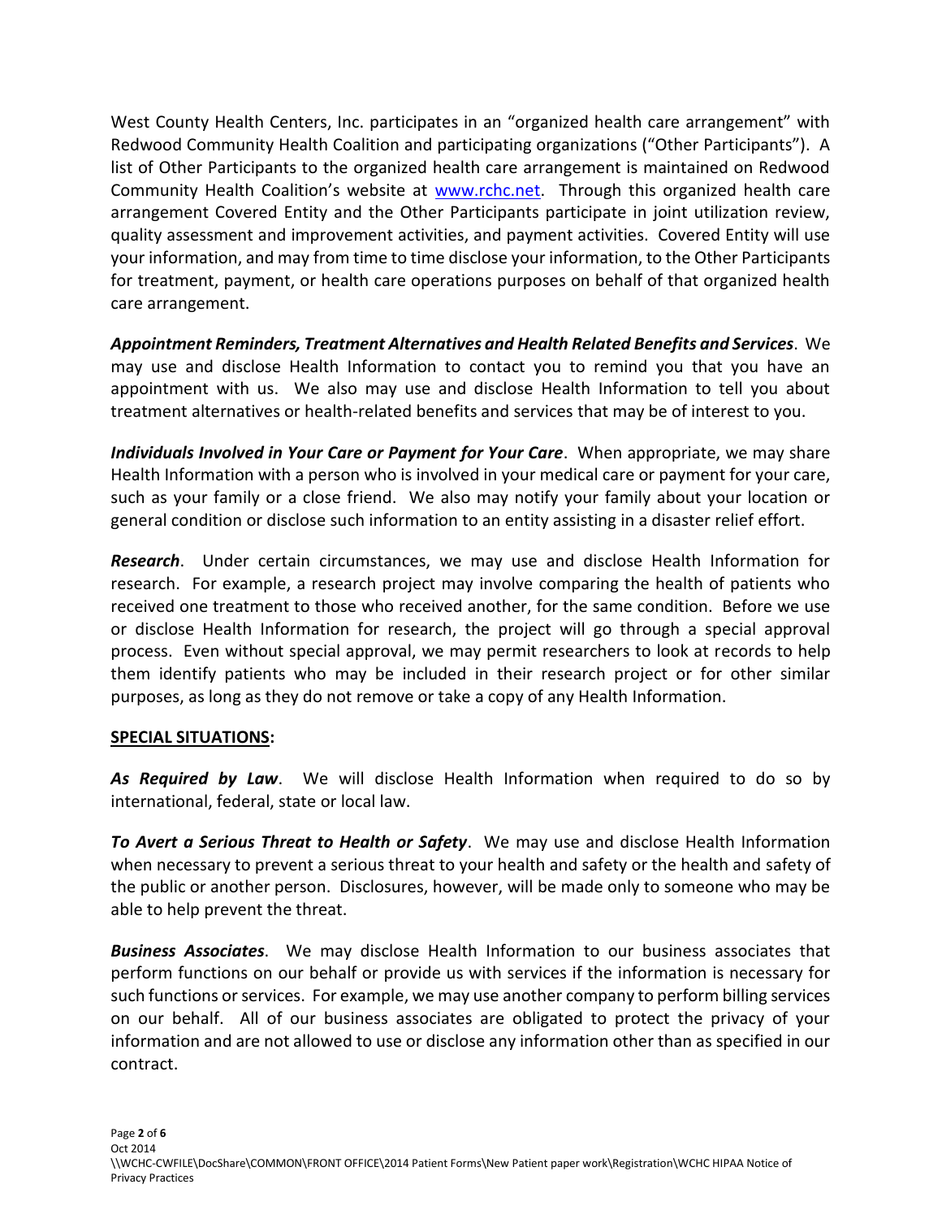West County Health Centers, Inc. participates in an "organized health care arrangement" with Redwood Community Health Coalition and participating organizations ("Other Participants"). A list of Other Participants to the organized health care arrangement is maintained on Redwood Community Health Coalition's website at [www.rchc.net](http://www.rchc.net). Through this organized health care arrangement Covered Entity and the Other Participants participate in joint utilization review, quality assessment and improvement activities, and payment activities. Covered Entity will use your information, and may from time to time disclose your information, to the Other Participants for treatment, payment, or health care operations purposes on behalf of that organized health care arrangement.

***Appointment Reminders, Treatment Alternatives and Health Related Benefits and Services***. We may use and disclose Health Information to contact you to remind you that you have an appointment with us. We also may use and disclose Health Information to tell you about treatment alternatives or health-related benefits and services that may be of interest to you.

***Individuals Involved in Your Care or Payment for Your Care***. When appropriate, we may share Health Information with a person who is involved in your medical care or payment for your care, such as your family or a close friend. We also may notify your family about your location or general condition or disclose such information to an entity assisting in a disaster relief effort.

***Research***. Under certain circumstances, we may use and disclose Health Information for research. For example, a research project may involve comparing the health of patients who received one treatment to those who received another, for the same condition. Before we use or disclose Health Information for research, the project will go through a special approval process. Even without special approval, we may permit researchers to look at records to help them identify patients who may be included in their research project or for other similar purposes, as long as they do not remove or take a copy of any Health Information.

**SPECIAL SITUATIONS:**

***As Required by Law***. We will disclose Health Information when required to do so by international, federal, state or local law.

***To Avert a Serious Threat to Health or Safety***. We may use and disclose Health Information when necessary to prevent a serious threat to your health and safety or the health and safety of the public or another person. Disclosures, however, will be made only to someone who may be able to help prevent the threat.

***Business Associates***. We may disclose Health Information to our business associates that perform functions on our behalf or provide us with services if the information is necessary for such functions or services. For example, we may use another company to perform billing services on our behalf. All of our business associates are obligated to protect the privacy of your information and are not allowed to use or disclose any information other than as specified in our contract.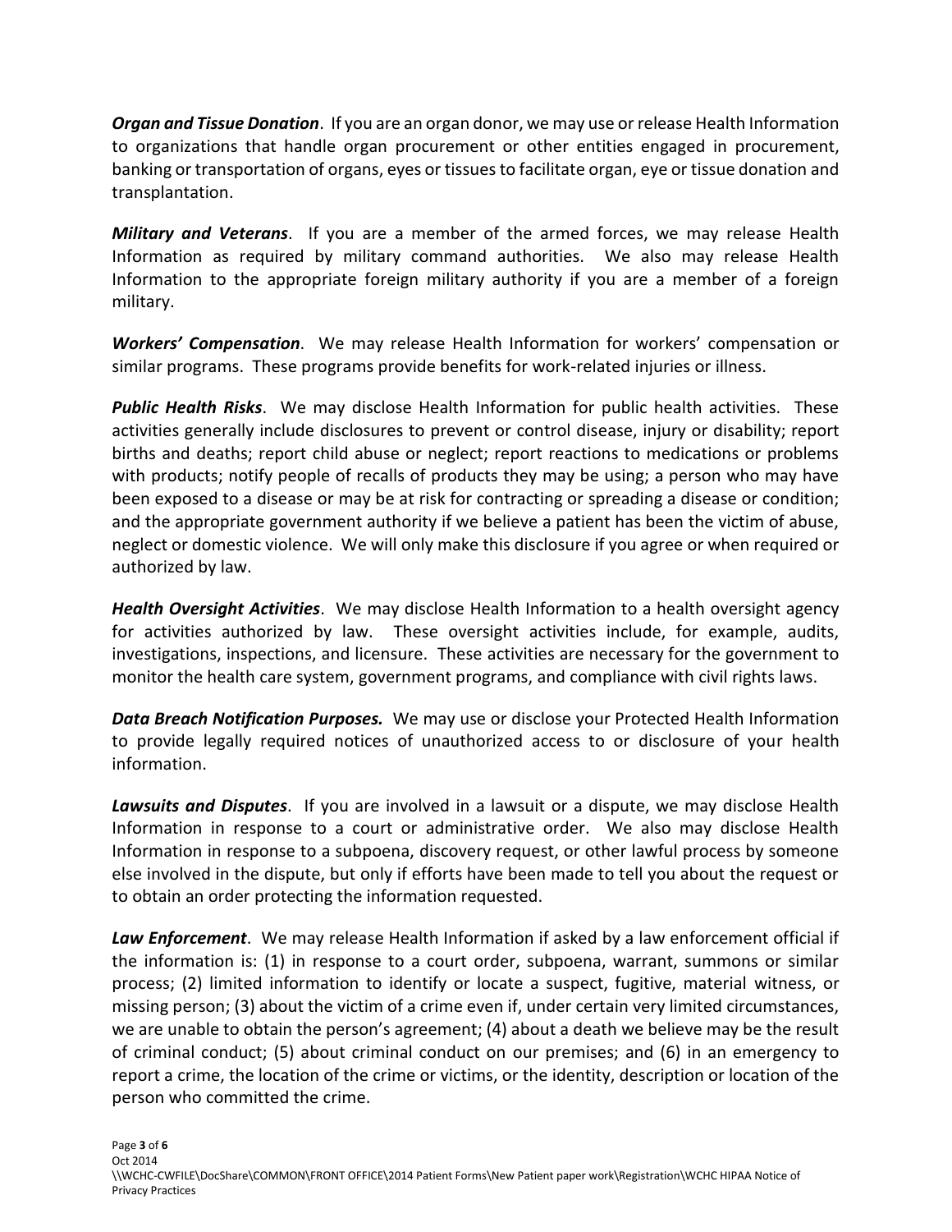***Organ and Tissue Donation***. If you are an organ donor, we may use or release Health Information to organizations that handle organ procurement or other entities engaged in procurement, banking or transportation of organs, eyes or tissues to facilitate organ, eye or tissue donation and transplantation.

***Military and Veterans***. If you are a member of the armed forces, we may release Health Information as required by military command authorities. We also may release Health Information to the appropriate foreign military authority if you are a member of a foreign military.

***Workers' Compensation***. We may release Health Information for workers' compensation or similar programs. These programs provide benefits for work-related injuries or illness.

***Public Health Risks***. We may disclose Health Information for public health activities. These activities generally include disclosures to prevent or control disease, injury or disability; report births and deaths; report child abuse or neglect; report reactions to medications or problems with products; notify people of recalls of products they may be using; a person who may have been exposed to a disease or may be at risk for contracting or spreading a disease or condition; and the appropriate government authority if we believe a patient has been the victim of abuse, neglect or domestic violence. We will only make this disclosure if you agree or when required or authorized by law.

***Health Oversight Activities***. We may disclose Health Information to a health oversight agency for activities authorized by law. These oversight activities include, for example, audits, investigations, inspections, and licensure. These activities are necessary for the government to monitor the health care system, government programs, and compliance with civil rights laws.

***Data Breach Notification Purposes.*** We may use or disclose your Protected Health Information to provide legally required notices of unauthorized access to or disclosure of your health information.

***Lawsuits and Disputes***. If you are involved in a lawsuit or a dispute, we may disclose Health Information in response to a court or administrative order. We also may disclose Health Information in response to a subpoena, discovery request, or other lawful process by someone else involved in the dispute, but only if efforts have been made to tell you about the request or to obtain an order protecting the information requested.

***Law Enforcement***. We may release Health Information if asked by a law enforcement official if the information is: (1) in response to a court order, subpoena, warrant, summons or similar process; (2) limited information to identify or locate a suspect, fugitive, material witness, or missing person; (3) about the victim of a crime even if, under certain very limited circumstances, we are unable to obtain the person's agreement; (4) about a death we believe may be the result of criminal conduct; (5) about criminal conduct on our premises; and (6) in an emergency to report a crime, the location of the crime or victims, or the identity, description or location of the person who committed the crime.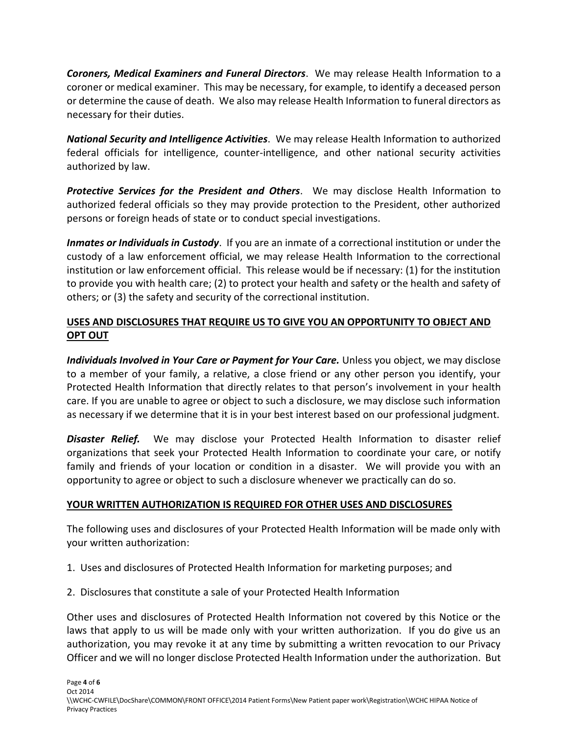***Coroners, Medical Examiners and Funeral Directors***. We may release Health Information to a coroner or medical examiner. This may be necessary, for example, to identify a deceased person or determine the cause of death. We also may release Health Information to funeral directors as necessary for their duties.

***National Security and Intelligence Activities***. We may release Health Information to authorized federal officials for intelligence, counter-intelligence, and other national security activities authorized by law.

***Protective Services for the President and Others***. We may disclose Health Information to authorized federal officials so they may provide protection to the President, other authorized persons or foreign heads of state or to conduct special investigations.

***Inmates or Individuals in Custody***. If you are an inmate of a correctional institution or under the custody of a law enforcement official, we may release Health Information to the correctional institution or law enforcement official. This release would be if necessary: (1) for the institution to provide you with health care; (2) to protect your health and safety or the health and safety of others; or (3) the safety and security of the correctional institution.

## USES AND DISCLOSURES THAT REQUIRE US TO GIVE YOU AN OPPORTUNITY TO OBJECT AND OPT OUT

***Individuals Involved in Your Care or Payment for Your Care.*** Unless you object, we may disclose to a member of your family, a relative, a close friend or any other person you identify, your Protected Health Information that directly relates to that person's involvement in your health care. If you are unable to agree or object to such a disclosure, we may disclose such information as necessary if we determine that it is in your best interest based on our professional judgment.

***Disaster Relief.*** We may disclose your Protected Health Information to disaster relief organizations that seek your Protected Health Information to coordinate your care, or notify family and friends of your location or condition in a disaster. We will provide you with an opportunity to agree or object to such a disclosure whenever we practically can do so.

## YOUR WRITTEN AUTHORIZATION IS REQUIRED FOR OTHER USES AND DISCLOSURES

The following uses and disclosures of your Protected Health Information will be made only with your written authorization:

1. Uses and disclosures of Protected Health Information for marketing purposes; and

2. Disclosures that constitute a sale of your Protected Health Information

Other uses and disclosures of Protected Health Information not covered by this Notice or the laws that apply to us will be made only with your written authorization. If you do give us an authorization, you may revoke it at any time by submitting a written revocation to our Privacy Officer and we will no longer disclose Protected Health Information under the authorization. But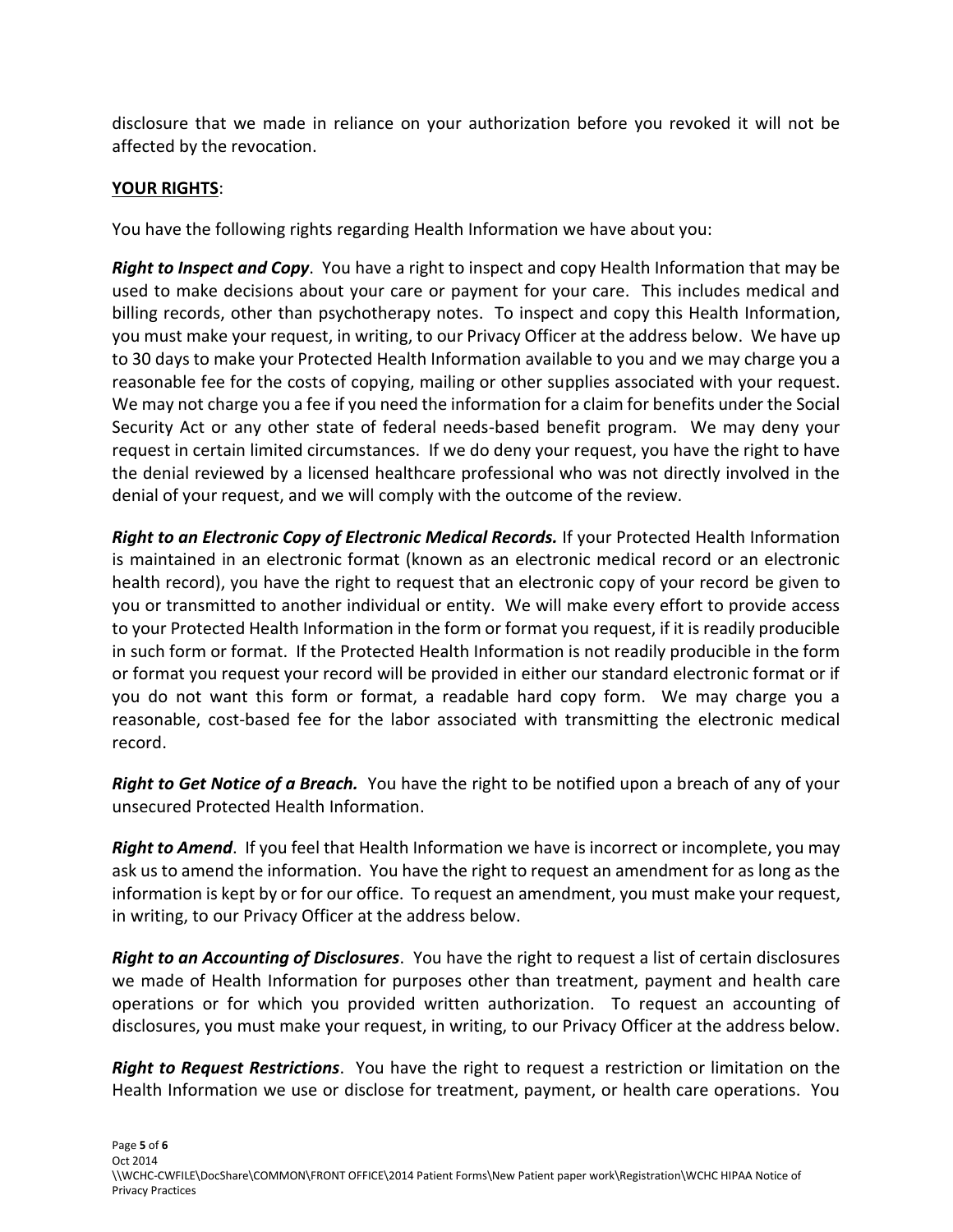disclosure that we made in reliance on your authorization before you revoked it will not be affected by the revocation.

**YOUR RIGHTS**:

You have the following rights regarding Health Information we have about you:

***Right to Inspect and Copy***. You have a right to inspect and copy Health Information that may be used to make decisions about your care or payment for your care. This includes medical and billing records, other than psychotherapy notes. To inspect and copy this Health Information, you must make your request, in writing, to our Privacy Officer at the address below. We have up to 30 days to make your Protected Health Information available to you and we may charge you a reasonable fee for the costs of copying, mailing or other supplies associated with your request. We may not charge you a fee if you need the information for a claim for benefits under the Social Security Act or any other state of federal needs-based benefit program. We may deny your request in certain limited circumstances. If we do deny your request, you have the right to have the denial reviewed by a licensed healthcare professional who was not directly involved in the denial of your request, and we will comply with the outcome of the review.

***Right to an Electronic Copy of Electronic Medical Records.*** If your Protected Health Information is maintained in an electronic format (known as an electronic medical record or an electronic health record), you have the right to request that an electronic copy of your record be given to you or transmitted to another individual or entity. We will make every effort to provide access to your Protected Health Information in the form or format you request, if it is readily producible in such form or format. If the Protected Health Information is not readily producible in the form or format you request your record will be provided in either our standard electronic format or if you do not want this form or format, a readable hard copy form. We may charge you a reasonable, cost-based fee for the labor associated with transmitting the electronic medical record.

***Right to Get Notice of a Breach.*** You have the right to be notified upon a breach of any of your unsecured Protected Health Information.

***Right to Amend***. If you feel that Health Information we have is incorrect or incomplete, you may ask us to amend the information. You have the right to request an amendment for as long as the information is kept by or for our office. To request an amendment, you must make your request, in writing, to our Privacy Officer at the address below.

***Right to an Accounting of Disclosures***. You have the right to request a list of certain disclosures we made of Health Information for purposes other than treatment, payment and health care operations or for which you provided written authorization. To request an accounting of disclosures, you must make your request, in writing, to our Privacy Officer at the address below.

***Right to Request Restrictions***. You have the right to request a restriction or limitation on the Health Information we use or disclose for treatment, payment, or health care operations. You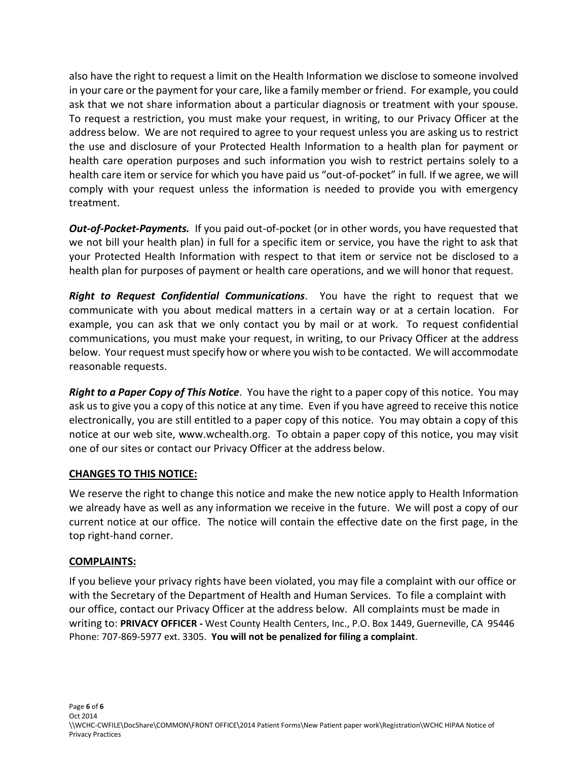also have the right to request a limit on the Health Information we disclose to someone involved in your care or the payment for your care, like a family member or friend. For example, you could ask that we not share information about a particular diagnosis or treatment with your spouse. To request a restriction, you must make your request, in writing, to our Privacy Officer at the address below. We are not required to agree to your request unless you are asking us to restrict the use and disclosure of your Protected Health Information to a health plan for payment or health care operation purposes and such information you wish to restrict pertains solely to a health care item or service for which you have paid us "out-of-pocket" in full. If we agree, we will comply with your request unless the information is needed to provide you with emergency treatment.

***Out-of-Pocket-Payments.*** If you paid out-of-pocket (or in other words, you have requested that we not bill your health plan) in full for a specific item or service, you have the right to ask that your Protected Health Information with respect to that item or service not be disclosed to a health plan for purposes of payment or health care operations, and we will honor that request.

***Right to Request Confidential Communications***. You have the right to request that we communicate with you about medical matters in a certain way or at a certain location. For example, you can ask that we only contact you by mail or at work. To request confidential communications, you must make your request, in writing, to our Privacy Officer at the address below. Your request must specify how or where you wish to be contacted. We will accommodate reasonable requests.

***Right to a Paper Copy of This Notice***. You have the right to a paper copy of this notice. You may ask us to give you a copy of this notice at any time. Even if you have agreed to receive this notice electronically, you are still entitled to a paper copy of this notice. You may obtain a copy of this notice at our web site, www.wchealth.org. To obtain a paper copy of this notice, you may visit one of our sites or contact our Privacy Officer at the address below.

## CHANGES TO THIS NOTICE:

We reserve the right to change this notice and make the new notice apply to Health Information we already have as well as any information we receive in the future. We will post a copy of our current notice at our office. The notice will contain the effective date on the first page, in the top right-hand corner.

## COMPLAINTS:

If you believe your privacy rights have been violated, you may file a complaint with our office or with the Secretary of the Department of Health and Human Services. To file a complaint with our office, contact our Privacy Officer at the address below. All complaints must be made in writing to: **PRIVACY OFFICER -** West County Health Centers, Inc., P.O. Box 1449, Guerneville, CA 95446 Phone: 707-869-5977 ext. 3305. **You will not be penalized for filing a complaint**.

Oct 2014
\\WCHC-CWFILE\DocShare\COMMON\FRONT OFFICE\2014 Patient Forms\New Patient paper work\Registration\WCHC HIPAA Notice of Privacy Practices